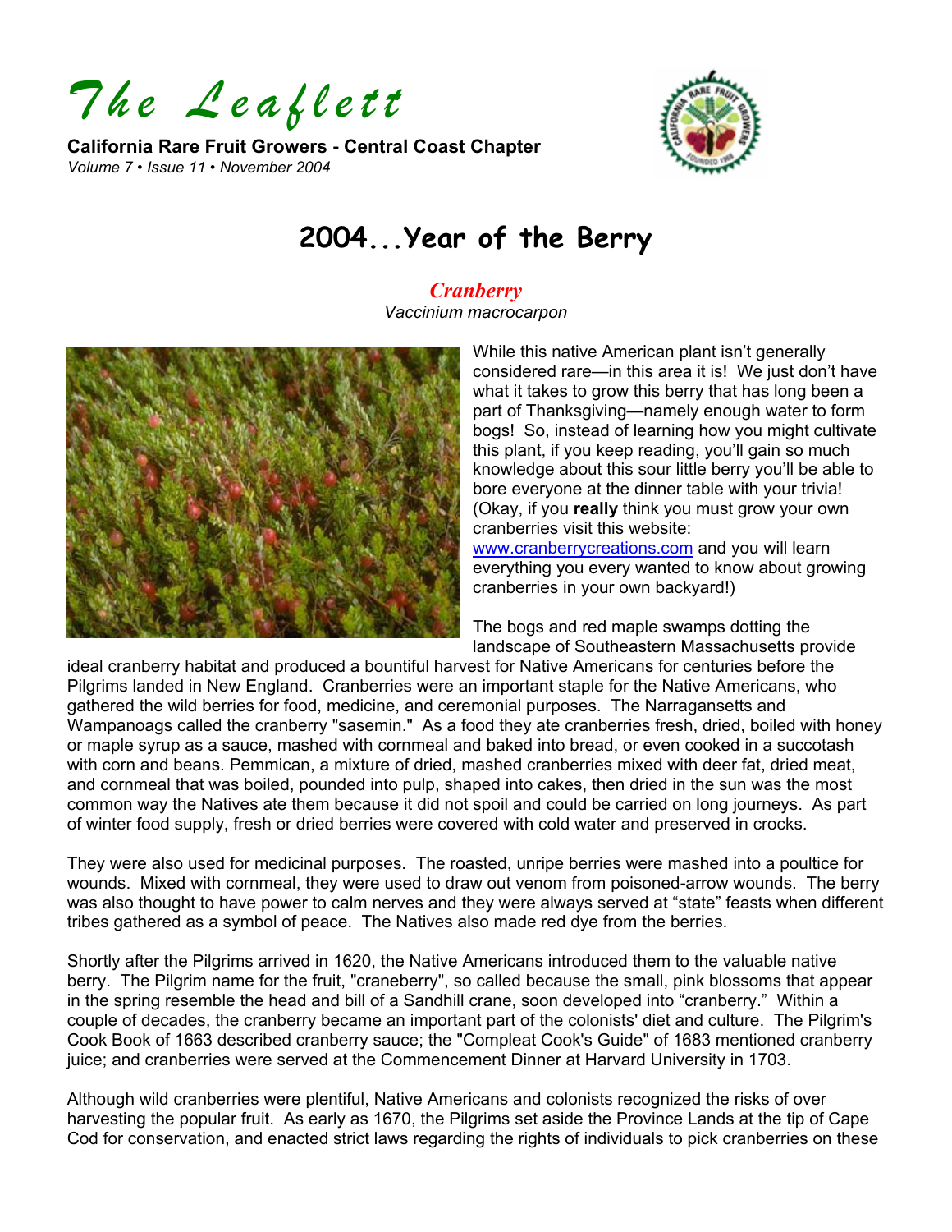# *The Leaflett*

**California Rare Fruit Growers - Central Coast Chapter**
*Volume 7 • Issue 11 • November 2004*

## 2004...Year of the Berry

### *Cranberry*
*Vaccinium macrocarpon*

While this native American plant isn't generally considered rare—in this area it is! We just don't have what it takes to grow this berry that has long been a part of Thanksgiving—namely enough water to form bogs! So, instead of learning how you might cultivate this plant, if you keep reading, you'll gain so much knowledge about this sour little berry you'll be able to bore everyone at the dinner table with your trivia! (Okay, if you **really** think you must grow your own cranberries visit this website: www.cranberrycreations.com and you will learn everything you every wanted to know about growing cranberries in your own backyard!)

The bogs and red maple swamps dotting the landscape of Southeastern Massachusetts provide ideal cranberry habitat and produced a bountiful harvest for Native Americans for centuries before the Pilgrims landed in New England. Cranberries were an important staple for the Native Americans, who gathered the wild berries for food, medicine, and ceremonial purposes. The Narragansetts and Wampanoags called the cranberry "sasemin." As a food they ate cranberries fresh, dried, boiled with honey or maple syrup as a sauce, mashed with cornmeal and baked into bread, or even cooked in a succotash with corn and beans. Pemmican, a mixture of dried, mashed cranberries mixed with deer fat, dried meat, and cornmeal that was boiled, pounded into pulp, shaped into cakes, then dried in the sun was the most common way the Natives ate them because it did not spoil and could be carried on long journeys. As part of winter food supply, fresh or dried berries were covered with cold water and preserved in crocks.

They were also used for medicinal purposes. The roasted, unripe berries were mashed into a poultice for wounds. Mixed with cornmeal, they were used to draw out venom from poisoned-arrow wounds. The berry was also thought to have power to calm nerves and they were always served at "state" feasts when different tribes gathered as a symbol of peace. The Natives also made red dye from the berries.

Shortly after the Pilgrims arrived in 1620, the Native Americans introduced them to the valuable native berry. The Pilgrim name for the fruit, "craneberry", so called because the small, pink blossoms that appear in the spring resemble the head and bill of a Sandhill crane, soon developed into "cranberry." Within a couple of decades, the cranberry became an important part of the colonists' diet and culture. The Pilgrim's Cook Book of 1663 described cranberry sauce; the "Compleat Cook's Guide" of 1683 mentioned cranberry juice; and cranberries were served at the Commencement Dinner at Harvard University in 1703.

Although wild cranberries were plentiful, Native Americans and colonists recognized the risks of over harvesting the popular fruit. As early as 1670, the Pilgrims set aside the Province Lands at the tip of Cape Cod for conservation, and enacted strict laws regarding the rights of individuals to pick cranberries on these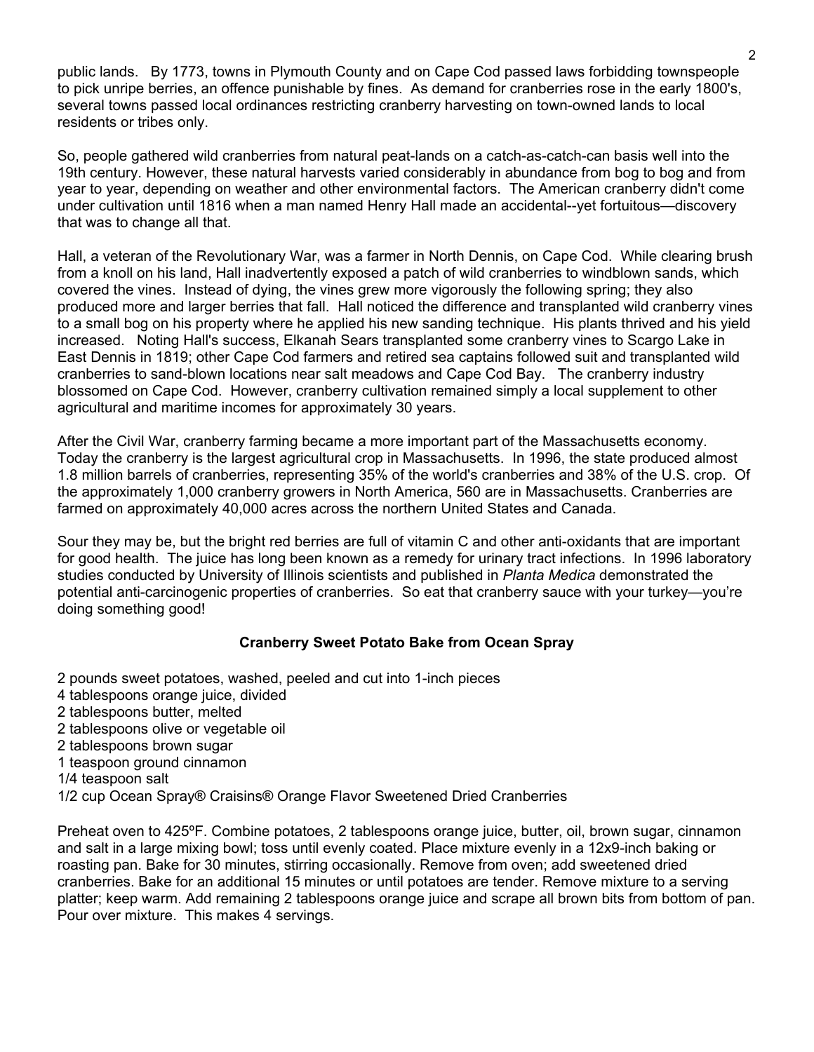public lands. By 1773, towns in Plymouth County and on Cape Cod passed laws forbidding townspeople to pick unripe berries, an offence punishable by fines. As demand for cranberries rose in the early 1800's, several towns passed local ordinances restricting cranberry harvesting on town-owned lands to local residents or tribes only.

So, people gathered wild cranberries from natural peat-lands on a catch-as-catch-can basis well into the 19th century. However, these natural harvests varied considerably in abundance from bog to bog and from year to year, depending on weather and other environmental factors. The American cranberry didn't come under cultivation until 1816 when a man named Henry Hall made an accidental--yet fortuitous—discovery that was to change all that.

Hall, a veteran of the Revolutionary War, was a farmer in North Dennis, on Cape Cod. While clearing brush from a knoll on his land, Hall inadvertently exposed a patch of wild cranberries to windblown sands, which covered the vines. Instead of dying, the vines grew more vigorously the following spring; they also produced more and larger berries that fall. Hall noticed the difference and transplanted wild cranberry vines to a small bog on his property where he applied his new sanding technique. His plants thrived and his yield increased. Noting Hall's success, Elkanah Sears transplanted some cranberry vines to Scargo Lake in East Dennis in 1819; other Cape Cod farmers and retired sea captains followed suit and transplanted wild cranberries to sand-blown locations near salt meadows and Cape Cod Bay. The cranberry industry blossomed on Cape Cod. However, cranberry cultivation remained simply a local supplement to other agricultural and maritime incomes for approximately 30 years.

After the Civil War, cranberry farming became a more important part of the Massachusetts economy. Today the cranberry is the largest agricultural crop in Massachusetts. In 1996, the state produced almost 1.8 million barrels of cranberries, representing 35% of the world's cranberries and 38% of the U.S. crop. Of the approximately 1,000 cranberry growers in North America, 560 are in Massachusetts. Cranberries are farmed on approximately 40,000 acres across the northern United States and Canada.

Sour they may be, but the bright red berries are full of vitamin C and other anti-oxidants that are important for good health. The juice has long been known as a remedy for urinary tract infections. In 1996 laboratory studies conducted by University of Illinois scientists and published in *Planta Medica* demonstrated the potential anti-carcinogenic properties of cranberries. So eat that cranberry sauce with your turkey—you're doing something good!

**Cranberry Sweet Potato Bake from Ocean Spray**

2 pounds sweet potatoes, washed, peeled and cut into 1-inch pieces
4 tablespoons orange juice, divided
2 tablespoons butter, melted
2 tablespoons olive or vegetable oil
2 tablespoons brown sugar
1 teaspoon ground cinnamon
1/4 teaspoon salt
1/2 cup Ocean Spray® Craisins® Orange Flavor Sweetened Dried Cranberries

Preheat oven to 425ºF. Combine potatoes, 2 tablespoons orange juice, butter, oil, brown sugar, cinnamon and salt in a large mixing bowl; toss until evenly coated. Place mixture evenly in a 12x9-inch baking or roasting pan. Bake for 30 minutes, stirring occasionally. Remove from oven; add sweetened dried cranberries. Bake for an additional 15 minutes or until potatoes are tender. Remove mixture to a serving platter; keep warm. Add remaining 2 tablespoons orange juice and scrape all brown bits from bottom of pan. Pour over mixture. This makes 4 servings.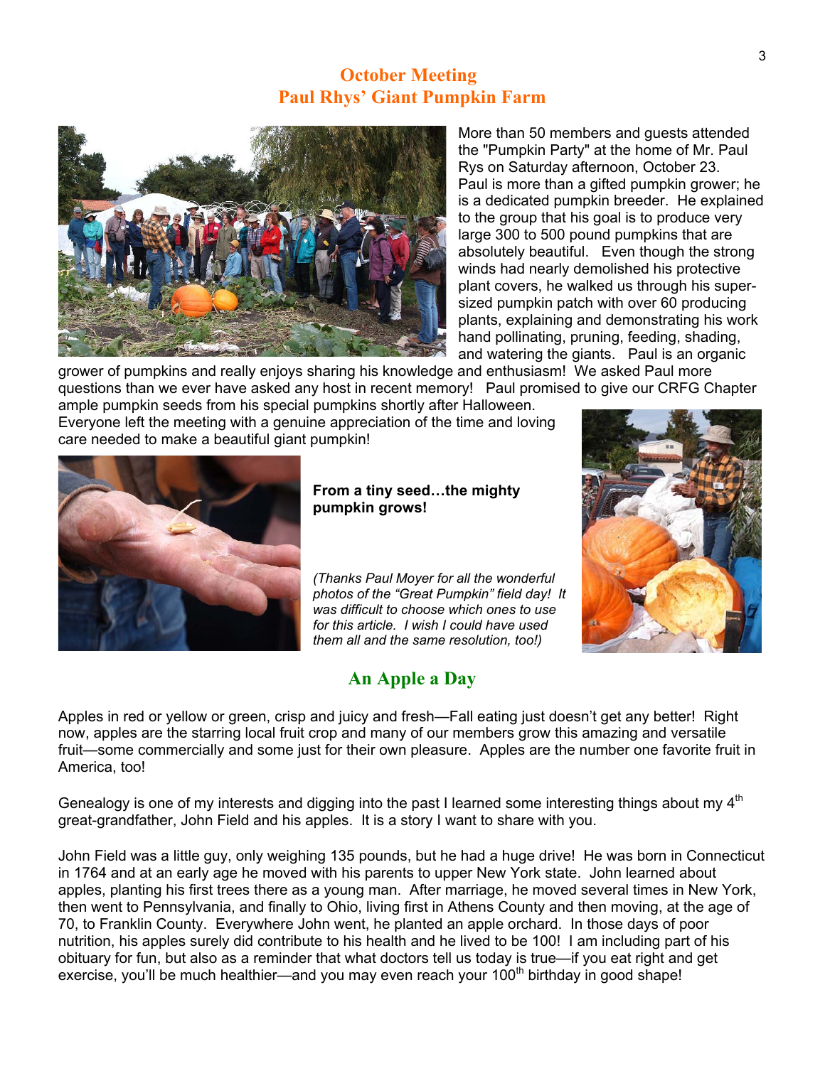## October Meeting
## Paul Rhys' Giant Pumpkin Farm

More than 50 members and guests attended the "Pumpkin Party" at the home of Mr. Paul Rys on Saturday afternoon, October 23. Paul is more than a gifted pumpkin grower; he is a dedicated pumpkin breeder. He explained to the group that his goal is to produce very large 300 to 500 pound pumpkins that are absolutely beautiful. Even though the strong winds had nearly demolished his protective plant covers, he walked us through his super-sized pumpkin patch with over 60 producing plants, explaining and demonstrating his work hand pollinating, pruning, feeding, shading, and watering the giants. Paul is an organic grower of pumpkins and really enjoys sharing his knowledge and enthusiasm! We asked Paul more questions than we ever have asked any host in recent memory! Paul promised to give our CRFG Chapter ample pumpkin seeds from his special pumpkins shortly after Halloween. Everyone left the meeting with a genuine appreciation of the time and loving care needed to make a beautiful giant pumpkin!

**From a tiny seed…the mighty pumpkin grows!**

*(Thanks Paul Moyer for all the wonderful photos of the "Great Pumpkin" field day! It was difficult to choose which ones to use for this article. I wish I could have used them all and the same resolution, too!)*

## An Apple a Day

Apples in red or yellow or green, crisp and juicy and fresh—Fall eating just doesn't get any better! Right now, apples are the starring local fruit crop and many of our members grow this amazing and versatile fruit—some commercially and some just for their own pleasure. Apples are the number one favorite fruit in America, too!

Genealogy is one of my interests and digging into the past I learned some interesting things about my 4th great-grandfather, John Field and his apples. It is a story I want to share with you.

John Field was a little guy, only weighing 135 pounds, but he had a huge drive! He was born in Connecticut in 1764 and at an early age he moved with his parents to upper New York state. John learned about apples, planting his first trees there as a young man. After marriage, he moved several times in New York, then went to Pennsylvania, and finally to Ohio, living first in Athens County and then moving, at the age of 70, to Franklin County. Everywhere John went, he planted an apple orchard. In those days of poor nutrition, his apples surely did contribute to his health and he lived to be 100! I am including part of his obituary for fun, but also as a reminder that what doctors tell us today is true—if you eat right and get exercise, you'll be much healthier—and you may even reach your 100th birthday in good shape!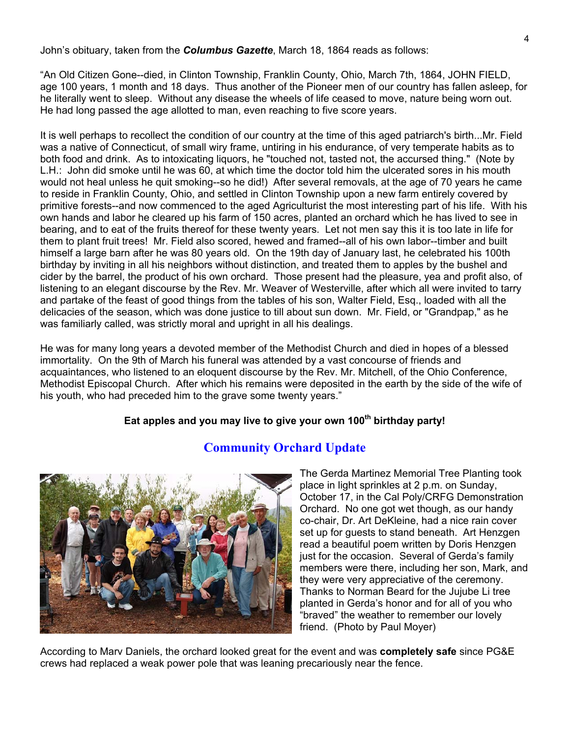John's obituary, taken from the ***Columbus Gazette***, March 18, 1864 reads as follows:

"An Old Citizen Gone--died, in Clinton Township, Franklin County, Ohio, March 7th, 1864, JOHN FIELD, age 100 years, 1 month and 18 days. Thus another of the Pioneer men of our country has fallen asleep, for he literally went to sleep. Without any disease the wheels of life ceased to move, nature being worn out. He had long passed the age allotted to man, even reaching to five score years.

It is well perhaps to recollect the condition of our country at the time of this aged patriarch's birth...Mr. Field was a native of Connecticut, of small wiry frame, untiring in his endurance, of very temperate habits as to both food and drink. As to intoxicating liquors, he "touched not, tasted not, the accursed thing." (Note by L.H.: John did smoke until he was 60, at which time the doctor told him the ulcerated sores in his mouth would not heal unless he quit smoking--so he did!) After several removals, at the age of 70 years he came to reside in Franklin County, Ohio, and settled in Clinton Township upon a new farm entirely covered by primitive forests--and now commenced to the aged Agriculturist the most interesting part of his life. With his own hands and labor he cleared up his farm of 150 acres, planted an orchard which he has lived to see in bearing, and to eat of the fruits thereof for these twenty years. Let not men say this it is too late in life for them to plant fruit trees! Mr. Field also scored, hewed and framed--all of his own labor--timber and built himself a large barn after he was 80 years old. On the 19th day of January last, he celebrated his 100th birthday by inviting in all his neighbors without distinction, and treated them to apples by the bushel and cider by the barrel, the product of his own orchard. Those present had the pleasure, yea and profit also, of listening to an elegant discourse by the Rev. Mr. Weaver of Westerville, after which all were invited to tarry and partake of the feast of good things from the tables of his son, Walter Field, Esq., loaded with all the delicacies of the season, which was done justice to till about sun down. Mr. Field, or "Grandpap," as he was familiarly called, was strictly moral and upright in all his dealings.

He was for many long years a devoted member of the Methodist Church and died in hopes of a blessed immortality. On the 9th of March his funeral was attended by a vast concourse of friends and acquaintances, who listened to an eloquent discourse by the Rev. Mr. Mitchell, of the Ohio Conference, Methodist Episcopal Church. After which his remains were deposited in the earth by the side of the wife of his youth, who had preceded him to the grave some twenty years."

**Eat apples and you may live to give your own 100th birthday party!**

## Community Orchard Update

The Gerda Martinez Memorial Tree Planting took place in light sprinkles at 2 p.m. on Sunday, October 17, in the Cal Poly/CRFG Demonstration Orchard. No one got wet though, as our handy co-chair, Dr. Art DeKleine, had a nice rain cover set up for guests to stand beneath. Art Henzgen read a beautiful poem written by Doris Henzgen just for the occasion. Several of Gerda's family members were there, including her son, Mark, and they were very appreciative of the ceremony. Thanks to Norman Beard for the Jujube Li tree planted in Gerda's honor and for all of you who "braved" the weather to remember our lovely friend. (Photo by Paul Moyer)

According to Marv Daniels, the orchard looked great for the event and was **completely safe** since PG&E crews had replaced a weak power pole that was leaning precariously near the fence.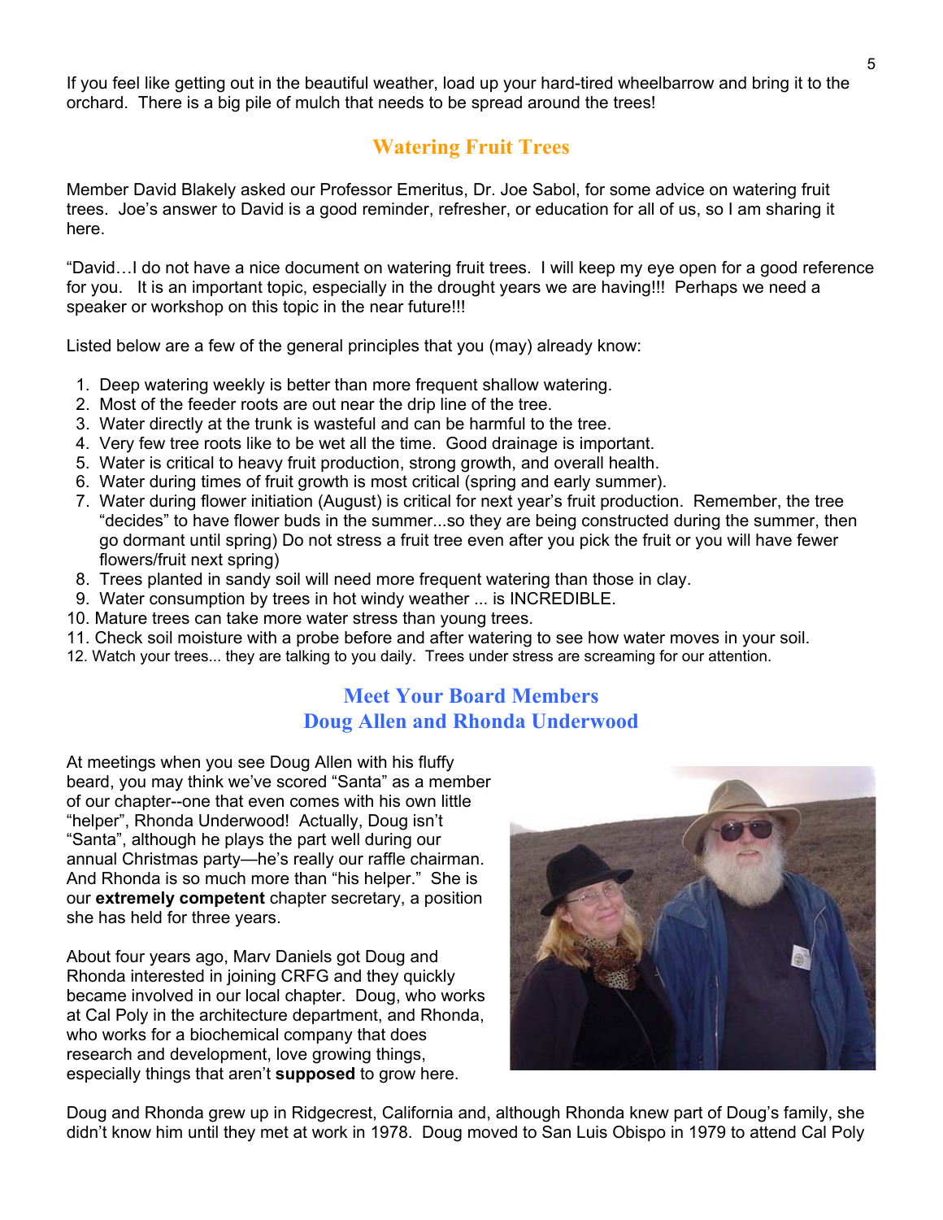If you feel like getting out in the beautiful weather, load up your hard-tired wheelbarrow and bring it to the orchard. There is a big pile of mulch that needs to be spread around the trees!

## Watering Fruit Trees

Member David Blakely asked our Professor Emeritus, Dr. Joe Sabol, for some advice on watering fruit trees. Joe's answer to David is a good reminder, refresher, or education for all of us, so I am sharing it here.

"David…I do not have a nice document on watering fruit trees. I will keep my eye open for a good reference for you. It is an important topic, especially in the drought years we are having!!! Perhaps we need a speaker or workshop on this topic in the near future!!!

Listed below are a few of the general principles that you (may) already know:

1. Deep watering weekly is better than more frequent shallow watering.
2. Most of the feeder roots are out near the drip line of the tree.
3. Water directly at the trunk is wasteful and can be harmful to the tree.
4. Very few tree roots like to be wet all the time. Good drainage is important.
5. Water is critical to heavy fruit production, strong growth, and overall health.
6. Water during times of fruit growth is most critical (spring and early summer).
7. Water during flower initiation (August) is critical for next year's fruit production. Remember, the tree "decides" to have flower buds in the summer...so they are being constructed during the summer, then go dormant until spring) Do not stress a fruit tree even after you pick the fruit or you will have fewer flowers/fruit next spring)
8. Trees planted in sandy soil will need more frequent watering than those in clay.
9. Water consumption by trees in hot windy weather ... is INCREDIBLE.
10. Mature trees can take more water stress than young trees.
11. Check soil moisture with a probe before and after watering to see how water moves in your soil.
12. Watch your trees... they are talking to you daily. Trees under stress are screaming for our attention.

## Meet Your Board Members
## Doug Allen and Rhonda Underwood

At meetings when you see Doug Allen with his fluffy beard, you may think we've scored "Santa" as a member of our chapter--one that even comes with his own little "helper", Rhonda Underwood! Actually, Doug isn't "Santa", although he plays the part well during our annual Christmas party—he's really our raffle chairman. And Rhonda is so much more than "his helper." She is our **extremely competent** chapter secretary, a position she has held for three years.

About four years ago, Marv Daniels got Doug and Rhonda interested in joining CRFG and they quickly became involved in our local chapter. Doug, who works at Cal Poly in the architecture department, and Rhonda, who works for a biochemical company that does research and development, love growing things, especially things that aren't **supposed** to grow here.

Doug and Rhonda grew up in Ridgecrest, California and, although Rhonda knew part of Doug's family, she didn't know him until they met at work in 1978. Doug moved to San Luis Obispo in 1979 to attend Cal Poly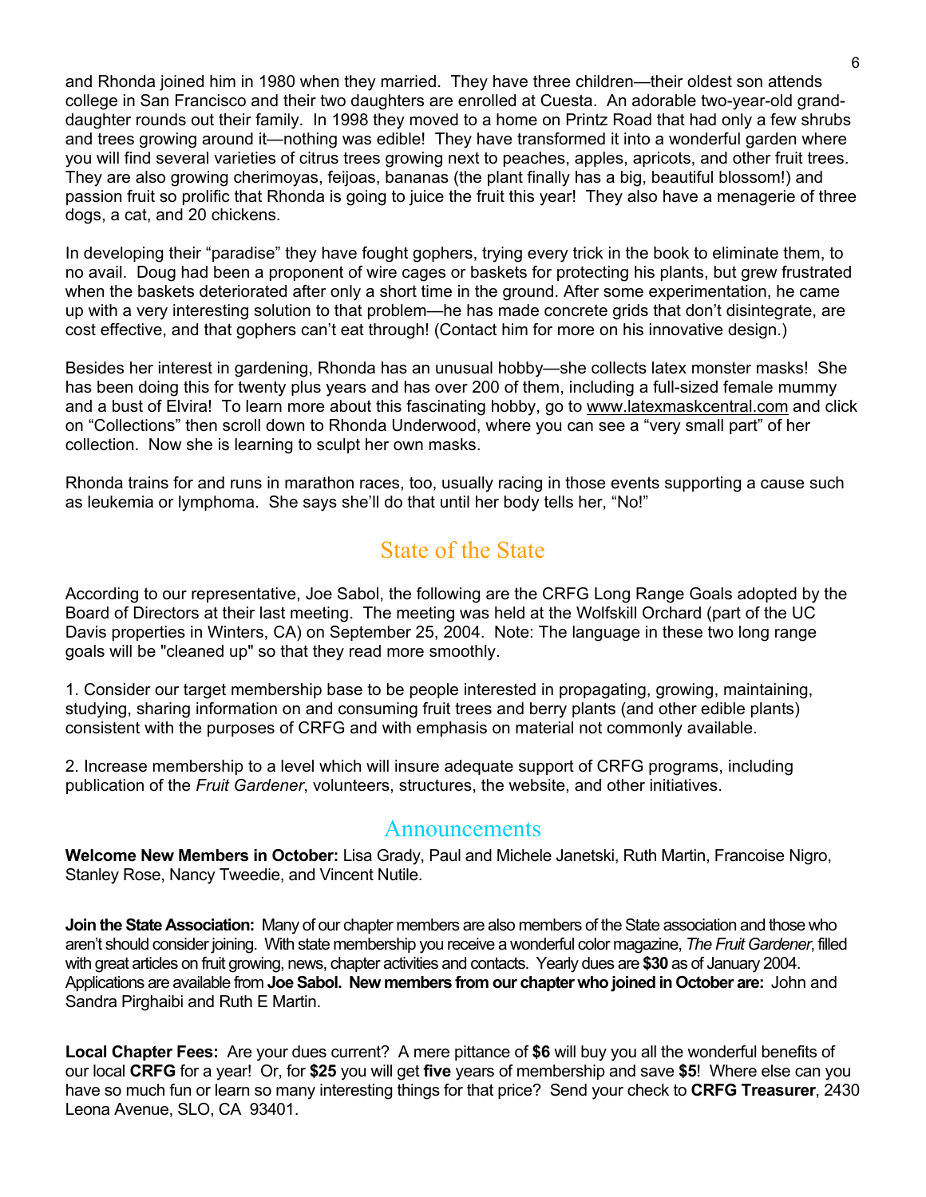and Rhonda joined him in 1980 when they married. They have three children—their oldest son attends college in San Francisco and their two daughters are enrolled at Cuesta. An adorable two-year-old grand-daughter rounds out their family. In 1998 they moved to a home on Printz Road that had only a few shrubs and trees growing around it—nothing was edible! They have transformed it into a wonderful garden where you will find several varieties of citrus trees growing next to peaches, apples, apricots, and other fruit trees. They are also growing cherimoyas, feijoas, bananas (the plant finally has a big, beautiful blossom!) and passion fruit so prolific that Rhonda is going to juice the fruit this year! They also have a menagerie of three dogs, a cat, and 20 chickens.

In developing their "paradise" they have fought gophers, trying every trick in the book to eliminate them, to no avail. Doug had been a proponent of wire cages or baskets for protecting his plants, but grew frustrated when the baskets deteriorated after only a short time in the ground. After some experimentation, he came up with a very interesting solution to that problem—he has made concrete grids that don't disintegrate, are cost effective, and that gophers can't eat through! (Contact him for more on his innovative design.)

Besides her interest in gardening, Rhonda has an unusual hobby—she collects latex monster masks! She has been doing this for twenty plus years and has over 200 of them, including a full-sized female mummy and a bust of Elvira! To learn more about this fascinating hobby, go to www.latexmaskcentral.com and click on "Collections" then scroll down to Rhonda Underwood, where you can see a "very small part" of her collection. Now she is learning to sculpt her own masks.

Rhonda trains for and runs in marathon races, too, usually racing in those events supporting a cause such as leukemia or lymphoma. She says she'll do that until her body tells her, "No!"

## State of the State

According to our representative, Joe Sabol, the following are the CRFG Long Range Goals adopted by the Board of Directors at their last meeting. The meeting was held at the Wolfskill Orchard (part of the UC Davis properties in Winters, CA) on September 25, 2004. Note: The language in these two long range goals will be "cleaned up" so that they read more smoothly.

1. Consider our target membership base to be people interested in propagating, growing, maintaining, studying, sharing information on and consuming fruit trees and berry plants (and other edible plants) consistent with the purposes of CRFG and with emphasis on material not commonly available.

2. Increase membership to a level which will insure adequate support of CRFG programs, including publication of the *Fruit Gardener*, volunteers, structures, the website, and other initiatives.

## Announcements

**Welcome New Members in October:** Lisa Grady, Paul and Michele Janetski, Ruth Martin, Francoise Nigro, Stanley Rose, Nancy Tweedie, and Vincent Nutile.

**Join the State Association:** Many of our chapter members are also members of the State association and those who aren't should consider joining. With state membership you receive a wonderful color magazine, *The Fruit Gardener*, filled with great articles on fruit growing, news, chapter activities and contacts. Yearly dues are **$30** as of January 2004. Applications are available from **Joe Sabol. New members from our chapter who joined in October are:** John and Sandra Pirghaibi and Ruth E Martin.

**Local Chapter Fees:** Are your dues current? A mere pittance of **$6** will buy you all the wonderful benefits of our local **CRFG** for a year! Or, for **$25** you will get **five** years of membership and save **$5**! Where else can you have so much fun or learn so many interesting things for that price? Send your check to **CRFG Treasurer**, 2430 Leona Avenue, SLO, CA 93401.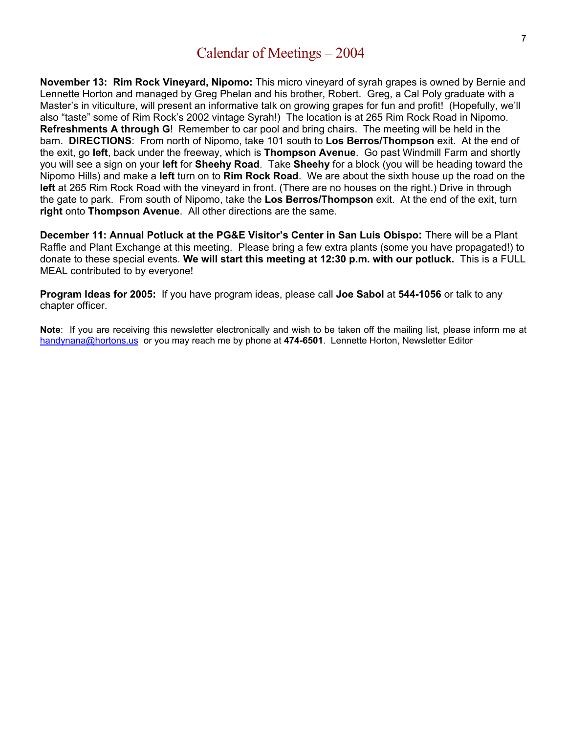# Calendar of Meetings – 2004

**November 13: Rim Rock Vineyard, Nipomo:** This micro vineyard of syrah grapes is owned by Bernie and Lennette Horton and managed by Greg Phelan and his brother, Robert. Greg, a Cal Poly graduate with a Master's in viticulture, will present an informative talk on growing grapes for fun and profit! (Hopefully, we'll also "taste" some of Rim Rock's 2002 vintage Syrah!) The location is at 265 Rim Rock Road in Nipomo. **Refreshments A through G**! Remember to car pool and bring chairs. The meeting will be held in the barn. **DIRECTIONS**: From north of Nipomo, take 101 south to **Los Berros/Thompson** exit. At the end of the exit, go **left**, back under the freeway, which is **Thompson Avenue**. Go past Windmill Farm and shortly you will see a sign on your **left** for **Sheehy Road**. Take **Sheehy** for a block (you will be heading toward the Nipomo Hills) and make a **left** turn on to **Rim Rock Road**. We are about the sixth house up the road on the **left** at 265 Rim Rock Road with the vineyard in front. (There are no houses on the right.) Drive in through the gate to park. From south of Nipomo, take the **Los Berros/Thompson** exit. At the end of the exit, turn **right** onto **Thompson Avenue**. All other directions are the same.

**December 11: Annual Potluck at the PG&E Visitor's Center in San Luis Obispo:** There will be a Plant Raffle and Plant Exchange at this meeting. Please bring a few extra plants (some you have propagated!) to donate to these special events. **We will start this meeting at 12:30 p.m. with our potluck.** This is a FULL MEAL contributed to by everyone!

**Program Ideas for 2005:** If you have program ideas, please call **Joe Sabol** at **544-1056** or talk to any chapter officer.

**Note**: If you are receiving this newsletter electronically and wish to be taken off the mailing list, please inform me at handynana@hortons.us or you may reach me by phone at **474-6501**. Lennette Horton, Newsletter Editor